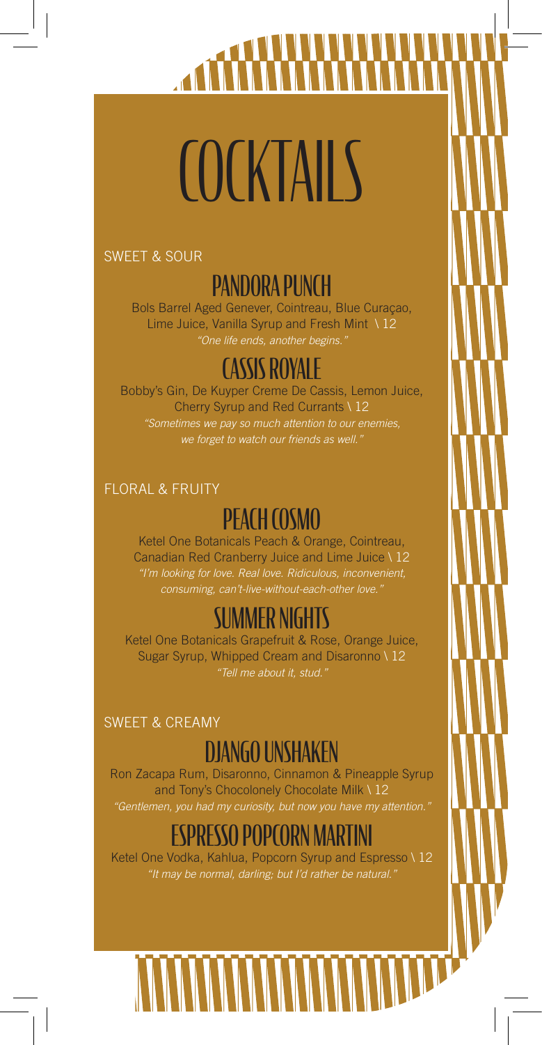# COCKTAILS

## SWEET & SOUR

### PANDORA PUNCH

Bols Barrel Aged Genever, Cointreau, Blue Curaçao, Lime Juice, Vanilla Syrup and Fresh Mint \ 12

*"One life ends, another begins."*

### CASSIS ROYALE

Bobby's Gin, De Kuyper Creme De Cassis, Lemon Juice, Cherry Syrup and Red Currants \ 12

*"Sometimes we pay so much attention to our enemies, we forget to watch our friends as well."*

## FLORAL & FRUITY

### PEACH COSMO

Ketel One Botanicals Peach & Orange, Cointreau, Canadian Red Cranberry Juice and Lime Juice \ 12

*"I'm looking for love. Real love. Ridiculous, inconvenient, consuming, can't-live-without-each-other love."*

### SUMMER NIGHTS

Ketel One Botanicals Grapefruit & Rose, Orange Juice, Sugar Syrup, Whipped Cream and Disaronno \ 12

*"Tell me about it, stud."*

## SWEET & CREAMY

### DJANGO UNSHAKEN

Ron Zacapa Rum, Disaronno, Cinnamon & Pineapple Syrup and Tony's Chocolonely Chocolate Milk \ 12

*"Gentlemen, you had my curiosity, but now you have my attention."*

### ESPRESSO POPCORN MARTINI

Ketel One Vodka, Kahlua, Popcorn Syrup and Espresso \ 12

*"It may be normal, darling; but I'd rather be natural."*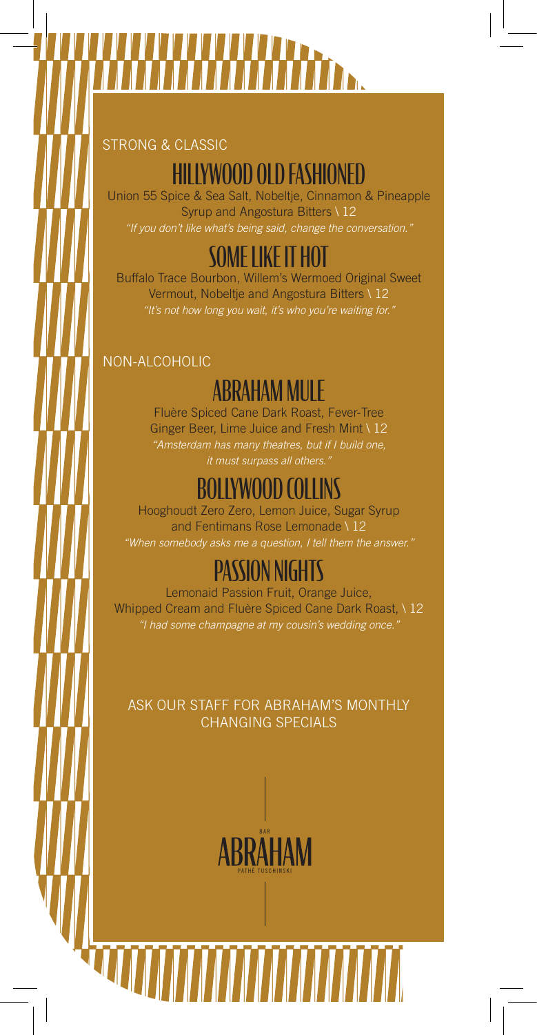STRONG & CLASSIC

## HILLYWOOD OLD FASHIONED

Union 55 Spice & Sea Salt, Nobeltje, Cinnamon & Pineapple Syrup and Angostura Bitters \ 12

*"If you don't like what's being said, change the conversation."*

## SOME LIKE IT HOT

Buffalo Trace Bourbon, Willem's Wermoed Original Sweet Vermout, Nobeltje and Angostura Bitters \ 12

*"It's not how long you wait, it's who you're waiting for."*

NON-ALCOHOLIC

## ABRAHAM MULE

Fluère Spiced Cane Dark Roast, Fever-Tree Ginger Beer, Lime Juice and Fresh Mint \ 12

*"Amsterdam has many theatres, but if I build one, it must surpass all others."*

## BOLLYWOOD COLLINS

Hooghoudt Zero Zero, Lemon Juice, Sugar Syrup and Fentimans Rose Lemonade \ 12

*"When somebody asks me a question, I tell them the answer."*

## PASSION NIGHTS

Lemonaid Passion Fruit, Orange Juice, Whipped Cream and Fluère Spiced Cane Dark Roast, \ 12

*"I had some champagne at my cousin's wedding once."*

ASK OUR STAFF FOR ABRAHAM'S MONTHLY CHANGING SPECIALS

BAR
ABRAHAM
PATHÉ TUSCHINSKI